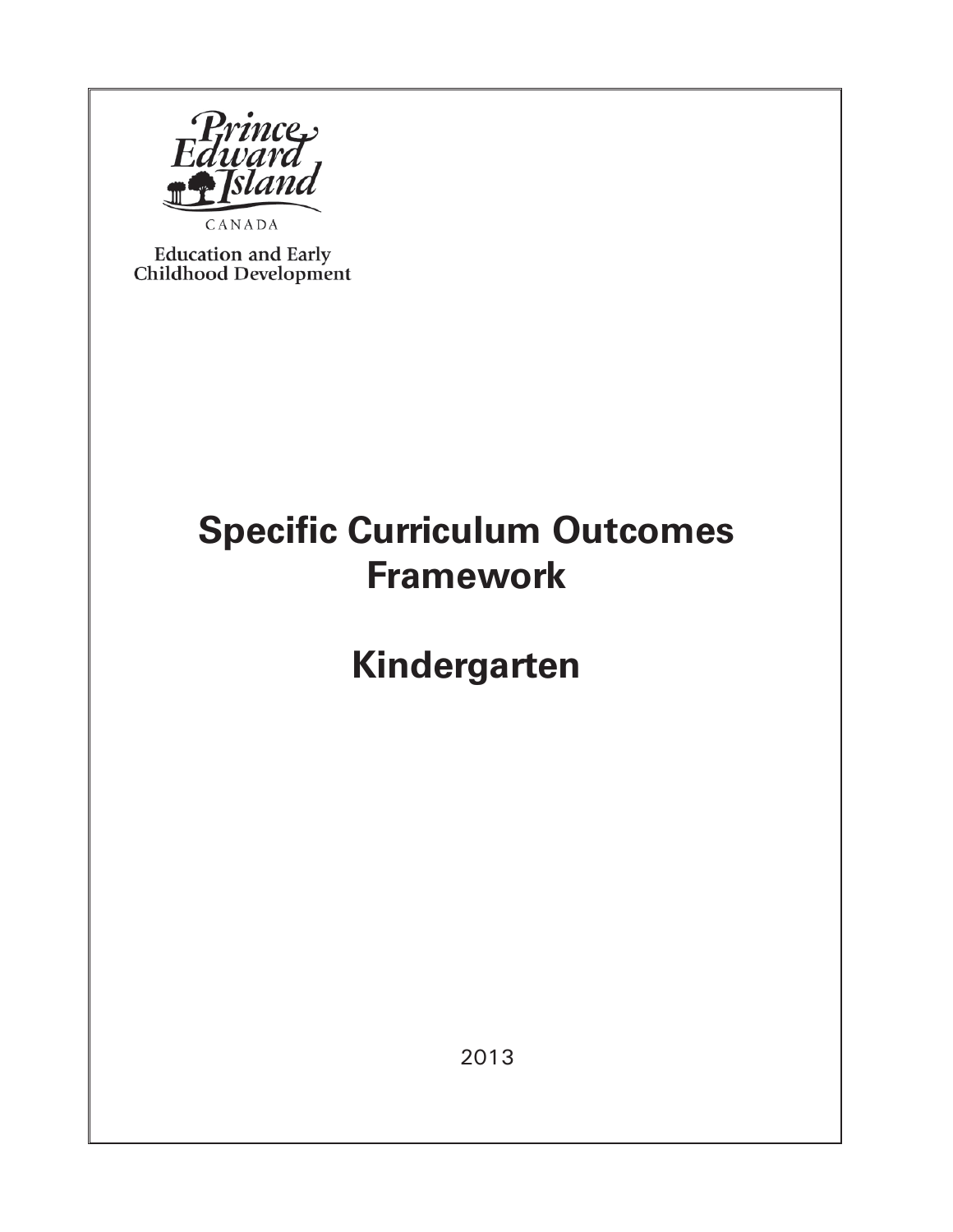Prince Edward Island

CANADA

Education and Early Childhood Development

# Specific Curriculum Outcomes Framework

# Kindergarten

2013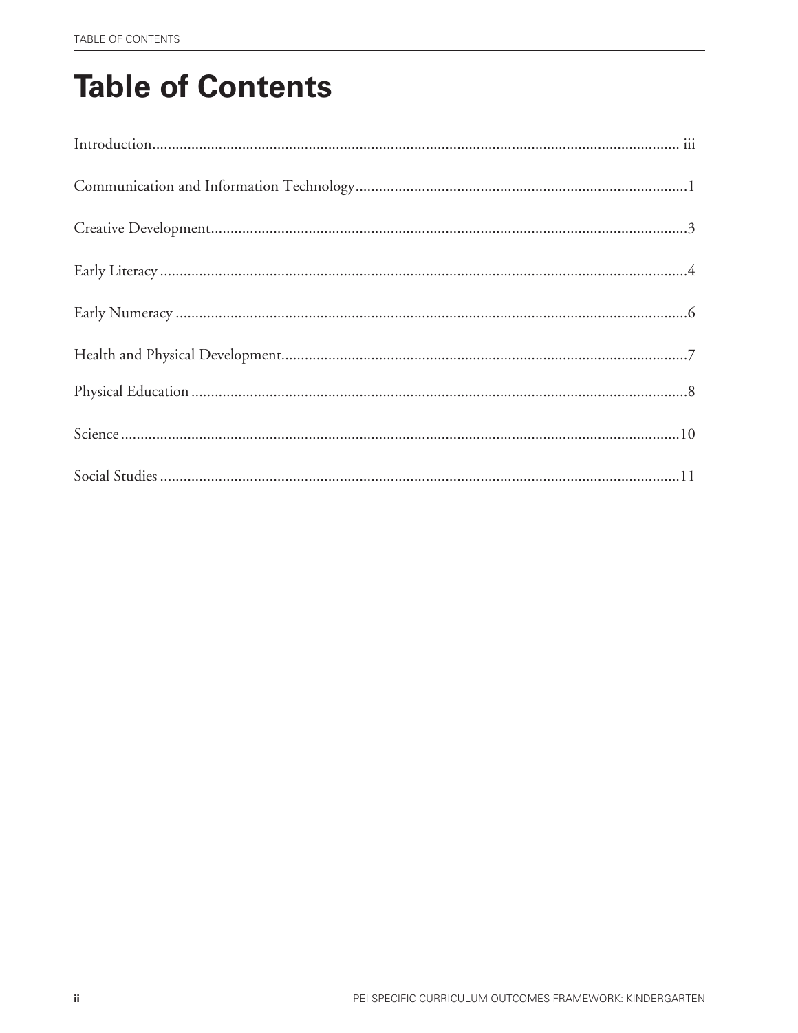# Table of Contents

Introduction....................................................................................................................... iii

Communication and Information Technology.....................................................................................1

Creative Development..........................................................................................................................3

Early Literacy .......................................................................................................................................4

Early Numeracy ...................................................................................................................................6

Health and Physical Development........................................................................................................7

Physical Education ...............................................................................................................................8

Science ...............................................................................................................................................10

Social Studies .....................................................................................................................................11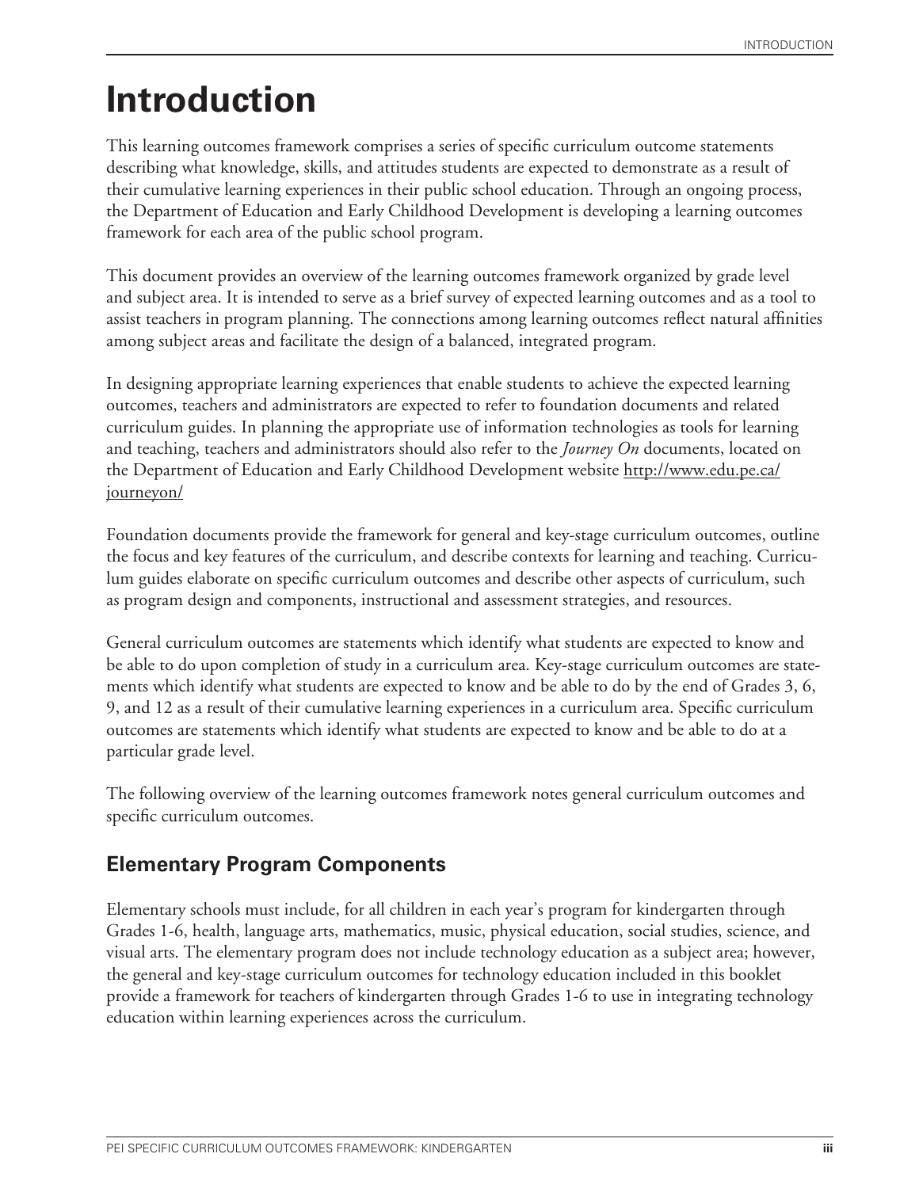# Introduction

This learning outcomes framework comprises a series of specific curriculum outcome statements describing what knowledge, skills, and attitudes students are expected to demonstrate as a result of their cumulative learning experiences in their public school education. Through an ongoing process, the Department of Education and Early Childhood Development is developing a learning outcomes framework for each area of the public school program.

This document provides an overview of the learning outcomes framework organized by grade level and subject area. It is intended to serve as a brief survey of expected learning outcomes and as a tool to assist teachers in program planning. The connections among learning outcomes reflect natural affinities among subject areas and facilitate the design of a balanced, integrated program.

In designing appropriate learning experiences that enable students to achieve the expected learning outcomes, teachers and administrators are expected to refer to foundation documents and related curriculum guides. In planning the appropriate use of information technologies as tools for learning and teaching, teachers and administrators should also refer to the *Journey On* documents, located on the Department of Education and Early Childhood Development website http://www.edu.pe.ca/journeyon/

Foundation documents provide the framework for general and key-stage curriculum outcomes, outline the focus and key features of the curriculum, and describe contexts for learning and teaching. Curriculum guides elaborate on specific curriculum outcomes and describe other aspects of curriculum, such as program design and components, instructional and assessment strategies, and resources.

General curriculum outcomes are statements which identify what students are expected to know and be able to do upon completion of study in a curriculum area. Key-stage curriculum outcomes are statements which identify what students are expected to know and be able to do by the end of Grades 3, 6, 9, and 12 as a result of their cumulative learning experiences in a curriculum area. Specific curriculum outcomes are statements which identify what students are expected to know and be able to do at a particular grade level.

The following overview of the learning outcomes framework notes general curriculum outcomes and specific curriculum outcomes.

## Elementary Program Components

Elementary schools must include, for all children in each year's program for kindergarten through Grades 1-6, health, language arts, mathematics, music, physical education, social studies, science, and visual arts. The elementary program does not include technology education as a subject area; however, the general and key-stage curriculum outcomes for technology education included in this booklet provide a framework for teachers of kindergarten through Grades 1-6 to use in integrating technology education within learning experiences across the curriculum.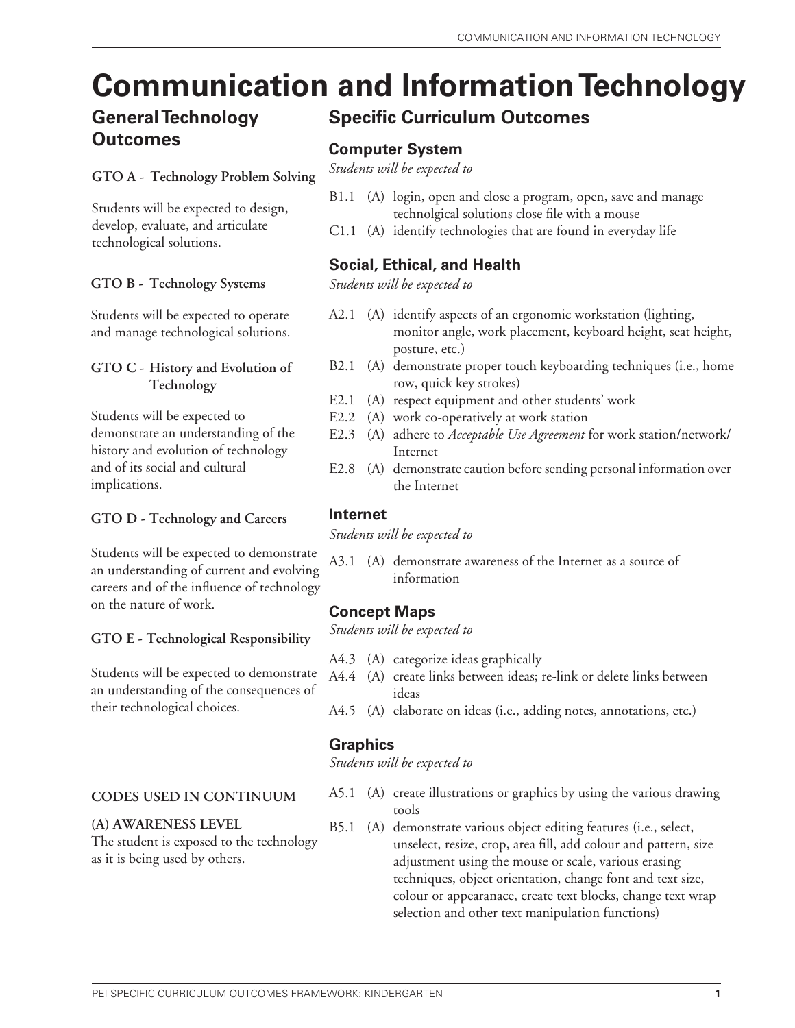# Communication and Information Technology

## General Technology Outcomes

**GTO A - Technology Problem Solving**

Students will be expected to design, develop, evaluate, and articulate technological solutions.

**GTO B - Technology Systems**

Students will be expected to operate and manage technological solutions.

**GTO C - History and Evolution of Technology**

Students will be expected to demonstrate an understanding of the history and evolution of technology and of its social and cultural implications.

**GTO D - Technology and Careers**

Students will be expected to demonstrate an understanding of current and evolving careers and of the influence of technology on the nature of work.

**GTO E - Technological Responsibility**

Students will be expected to demonstrate an understanding of the consequences of their technological choices.

**CODES USED IN CONTINUUM**

**(A) AWARENESS LEVEL**
The student is exposed to the technology as it is being used by others.

## Specific Curriculum Outcomes

### Computer System

*Students will be expected to*

- B1.1 (A) login, open and close a program, open, save and manage technolgical solutions close file with a mouse
- C1.1 (A) identify technologies that are found in everyday life

### Social, Ethical, and Health

*Students will be expected to*

- A2.1 (A) identify aspects of an ergonomic workstation (lighting, monitor angle, work placement, keyboard height, seat height, posture, etc.)
- B2.1 (A) demonstrate proper touch keyboarding techniques (i.e., home row, quick key strokes)
- E2.1 (A) respect equipment and other students' work
- E2.2 (A) work co-operatively at work station
- E2.3 (A) adhere to *Acceptable Use Agreement* for work station/network/Internet
- E2.8 (A) demonstrate caution before sending personal information over the Internet

### Internet

*Students will be expected to*

- A3.1 (A) demonstrate awareness of the Internet as a source of information

### Concept Maps

*Students will be expected to*

- A4.3 (A) categorize ideas graphically
- A4.4 (A) create links between ideas; re-link or delete links between ideas
- A4.5 (A) elaborate on ideas (i.e., adding notes, annotations, etc.)

### Graphics

*Students will be expected to*

- A5.1 (A) create illustrations or graphics by using the various drawing tools
- B5.1 (A) demonstrate various object editing features (i.e., select, unselect, resize, crop, area fill, add colour and pattern, size adjustment using the mouse or scale, various erasing techniques, object orientation, change font and text size, colour or appearanace, create text blocks, change text wrap selection and other text manipulation functions)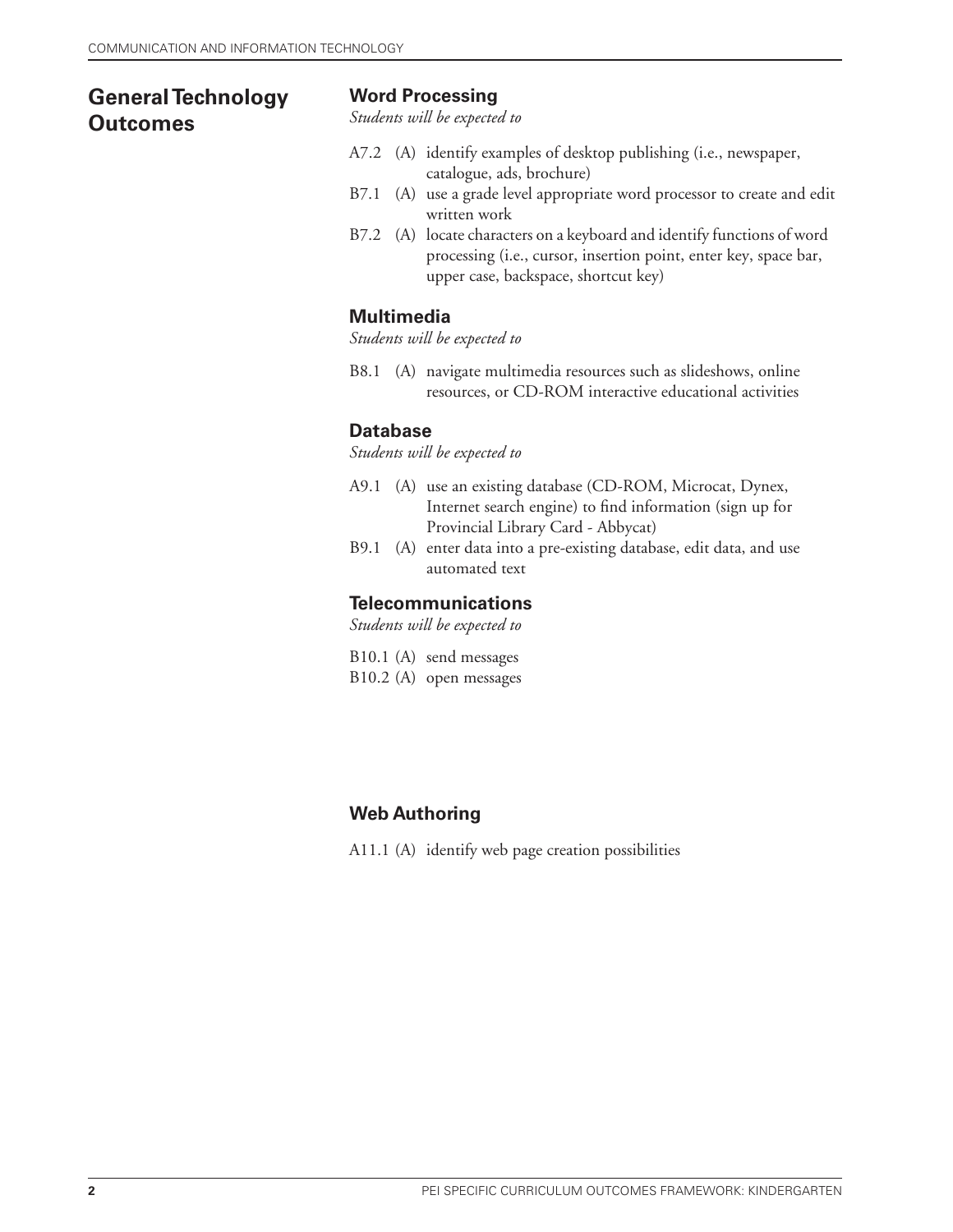## General Technology Outcomes

### Word Processing

*Students will be expected to*

- A7.2 (A) identify examples of desktop publishing (i.e., newspaper, catalogue, ads, brochure)
- B7.1 (A) use a grade level appropriate word processor to create and edit written work
- B7.2 (A) locate characters on a keyboard and identify functions of word processing (i.e., cursor, insertion point, enter key, space bar, upper case, backspace, shortcut key)

### Multimedia

*Students will be expected to*

- B8.1 (A) navigate multimedia resources such as slideshows, online resources, or CD-ROM interactive educational activities

### Database

*Students will be expected to*

- A9.1 (A) use an existing database (CD-ROM, Microcat, Dynex, Internet search engine) to find information (sign up for Provincial Library Card - Abbycat)
- B9.1 (A) enter data into a pre-existing database, edit data, and use automated text

### Telecommunications

*Students will be expected to*

- B10.1 (A) send messages
- B10.2 (A) open messages

### Web Authoring

- A11.1 (A) identify web page creation possibilities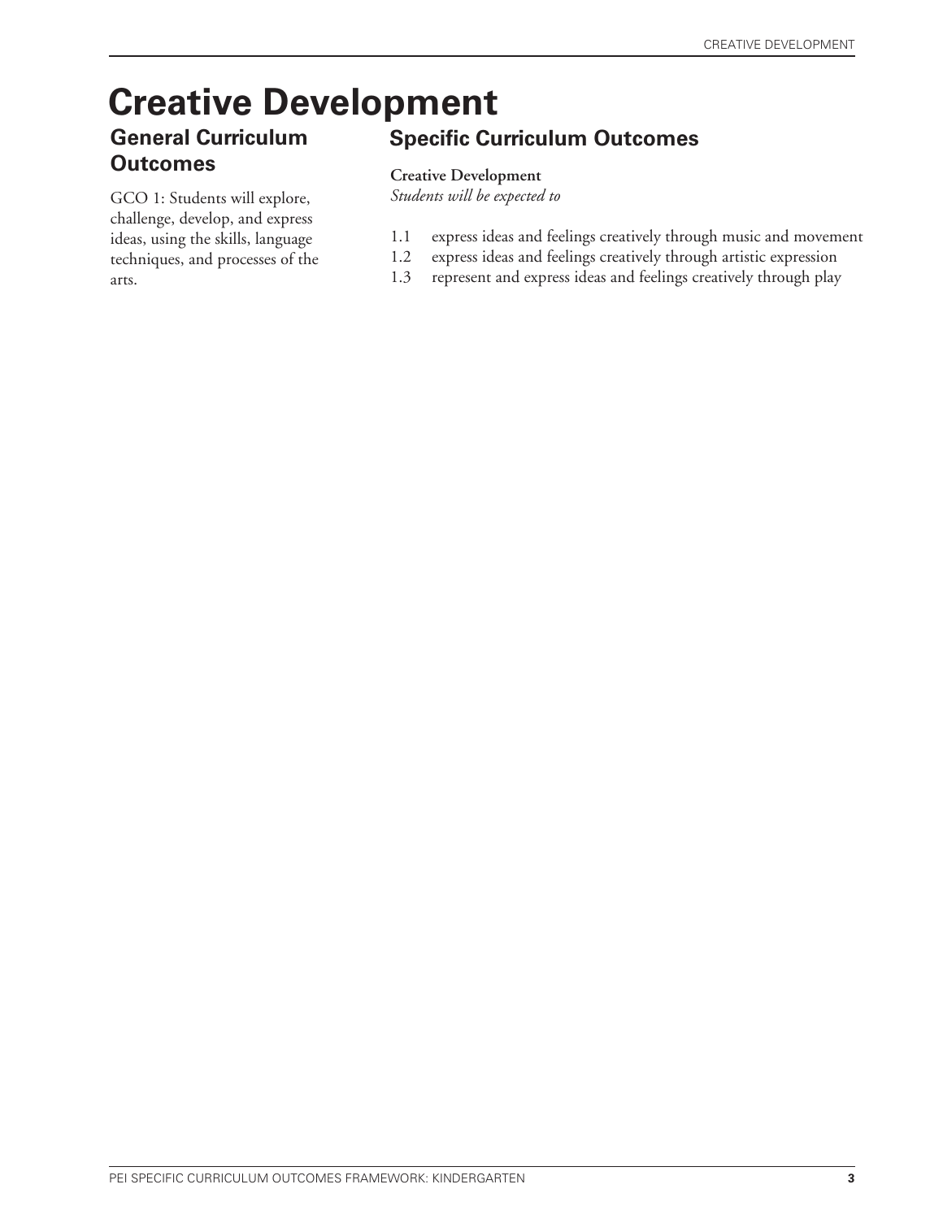# Creative Development

## General Curriculum Outcomes

GCO 1: Students will explore, challenge, develop, and express ideas, using the skills, language techniques, and processes of the arts.

## Specific Curriculum Outcomes

**Creative Development**
*Students will be expected to*

1.1 express ideas and feelings creatively through music and movement
1.2 express ideas and feelings creatively through artistic expression
1.3 represent and express ideas and feelings creatively through play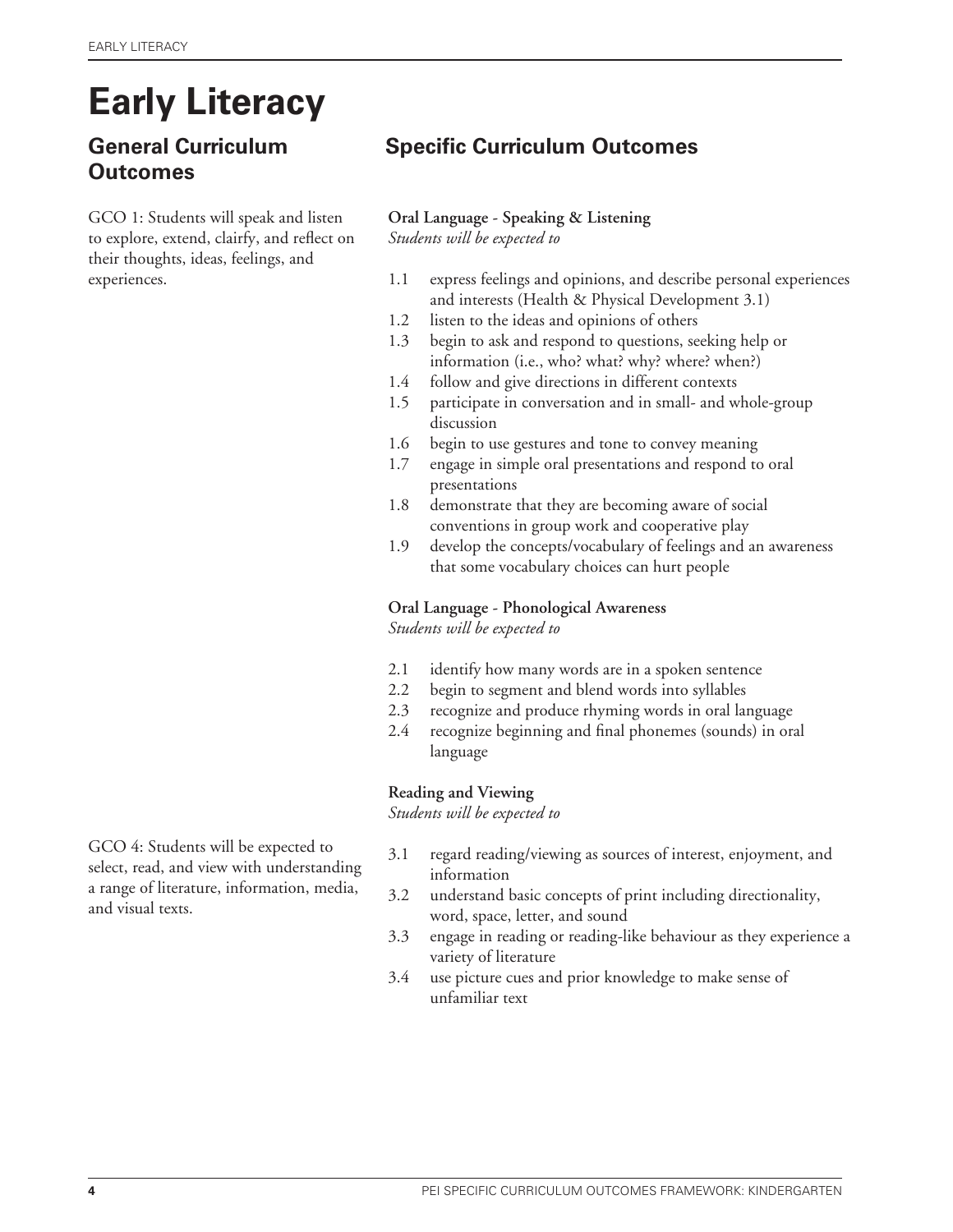# Early Literacy

## General Curriculum Outcomes

GCO 1: Students will speak and listen to explore, extend, claify, and reflect on their thoughts, ideas, feelings, and experiences.

## Specific Curriculum Outcomes

**Oral Language - Speaking & Listening**
*Students will be expected to*

1.1 express feelings and opinions, and describe personal experiences and interests (Health & Physical Development 3.1)
1.2 listen to the ideas and opinions of others
1.3 begin to ask and respond to questions, seeking help or information (i.e., who? what? why? where? when?)
1.4 follow and give directions in different contexts
1.5 participate in conversation and in small- and whole-group discussion
1.6 begin to use gestures and tone to convey meaning
1.7 engage in simple oral presentations and respond to oral presentations
1.8 demonstrate that they are becoming aware of social conventions in group work and cooperative play
1.9 develop the concepts/vocabulary of feelings and an awareness that some vocabulary choices can hurt people

**Oral Language - Phonological Awareness**
*Students will be expected to*

2.1 identify how many words are in a spoken sentence
2.2 begin to segment and blend words into syllables
2.3 recognize and produce rhyming words in oral language
2.4 recognize beginning and final phonemes (sounds) in oral language

GCO 4: Students will be expected to select, read, and view with understanding a range of literature, information, media, and visual texts.

**Reading and Viewing**
*Students will be expected to*

3.1 regard reading/viewing as sources of interest, enjoyment, and information
3.2 understand basic concepts of print including directionality, word, space, letter, and sound
3.3 engage in reading or reading-like behaviour as they experience a variety of literature
3.4 use picture cues and prior knowledge to make sense of unfamiliar text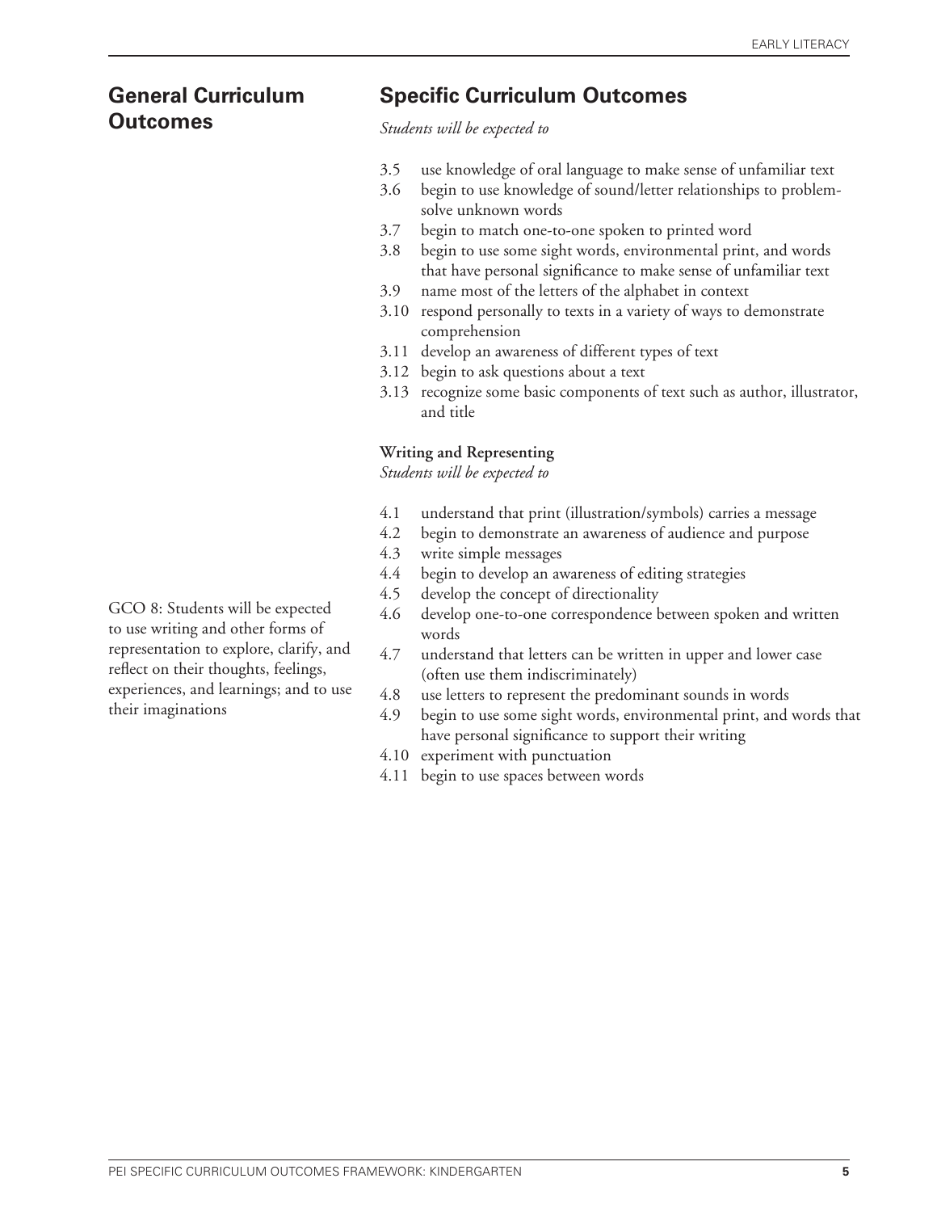## General Curriculum Outcomes

## Specific Curriculum Outcomes

*Students will be expected to*

- 3.5 use knowledge of oral language to make sense of unfamiliar text
- 3.6 begin to use knowledge of sound/letter relationships to problem-solve unknown words
- 3.7 begin to match one-to-one spoken to printed word
- 3.8 begin to use some sight words, environmental print, and words that have personal significance to make sense of unfamiliar text
- 3.9 name most of the letters of the alphabet in context
- 3.10 respond personally to texts in a variety of ways to demonstrate comprehension
- 3.11 develop an awareness of different types of text
- 3.12 begin to ask questions about a text
- 3.13 recognize some basic components of text such as author, illustrator, and title

**Writing and Representing**

*Students will be expected to*

GCO 8: Students will be expected to use writing and other forms of representation to explore, clarify, and reflect on their thoughts, feelings, experiences, and learnings; and to use their imaginations

- 4.1 understand that print (illustration/symbols) carries a message
- 4.2 begin to demonstrate an awareness of audience and purpose
- 4.3 write simple messages
- 4.4 begin to develop an awareness of editing strategies
- 4.5 develop the concept of directionality
- 4.6 develop one-to-one correspondence between spoken and written words
- 4.7 understand that letters can be written in upper and lower case (often use them indiscriminately)
- 4.8 use letters to represent the predominant sounds in words
- 4.9 begin to use some sight words, environmental print, and words that have personal significance to support their writing
- 4.10 experiment with punctuation
- 4.11 begin to use spaces between words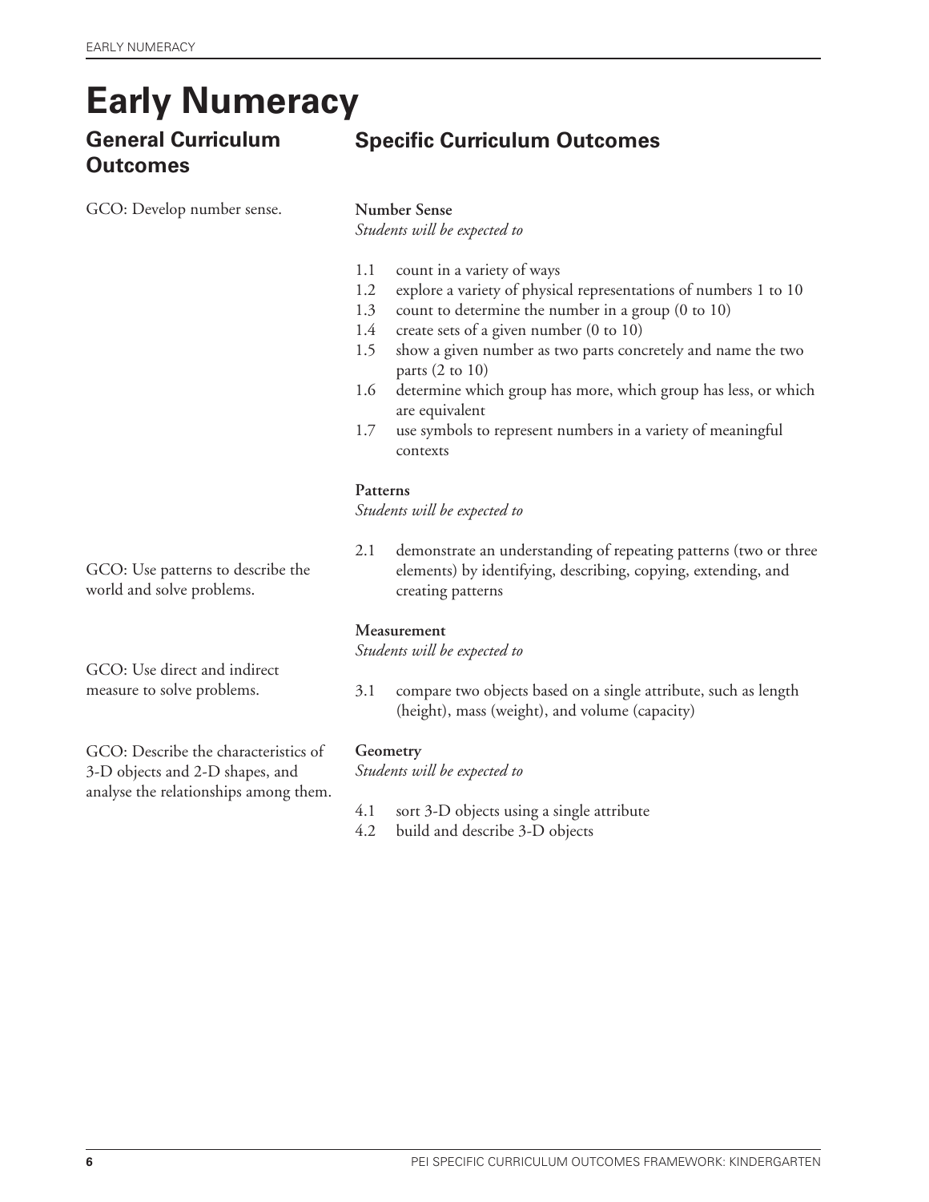# Early Numeracy

## General Curriculum Outcomes

## Specific Curriculum Outcomes

GCO: Develop number sense.

**Number Sense**
*Students will be expected to*

1.1 count in a variety of ways
1.2 explore a variety of physical representations of numbers 1 to 10
1.3 count to determine the number in a group (0 to 10)
1.4 create sets of a given number (0 to 10)
1.5 show a given number as two parts concretely and name the two parts (2 to 10)
1.6 determine which group has more, which group has less, or which are equivalent
1.7 use symbols to represent numbers in a variety of meaningful contexts

GCO: Use patterns to describe the world and solve problems.

**Patterns**
*Students will be expected to*

2.1 demonstrate an understanding of repeating patterns (two or three elements) by identifying, describing, copying, extending, and creating patterns

GCO: Use direct and indirect measure to solve problems.

**Measurement**
*Students will be expected to*

3.1 compare two objects based on a single attribute, such as length (height), mass (weight), and volume (capacity)

GCO: Describe the characteristics of 3-D objects and 2-D shapes, and analyse the relationships among them.

**Geometry**
*Students will be expected to*

4.1 sort 3-D objects using a single attribute
4.2 build and describe 3-D objects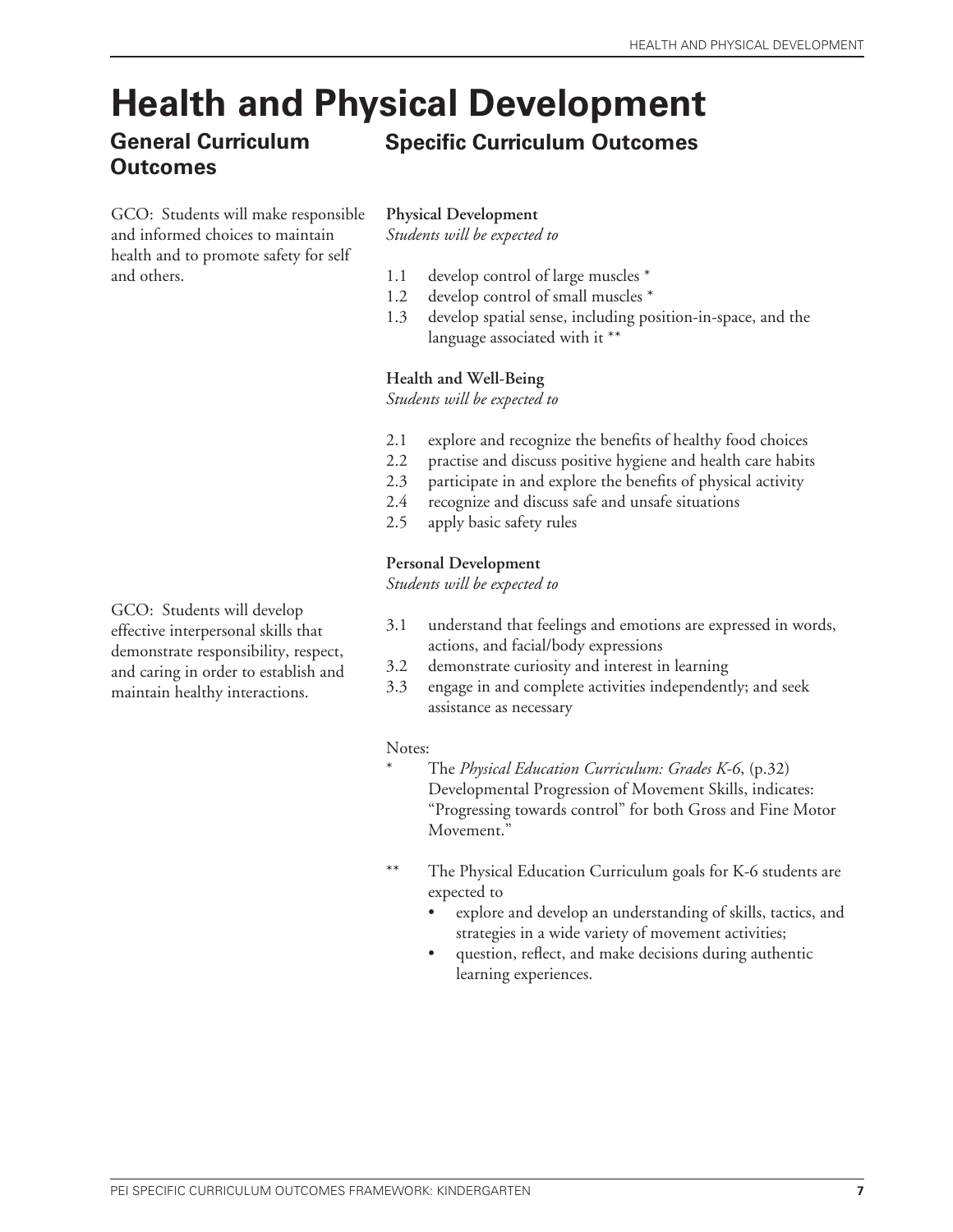# Health and Physical Development

## General Curriculum Outcomes

GCO: Students will make responsible and informed choices to maintain health and to promote safety for self and others.

## Specific Curriculum Outcomes

**Physical Development**
*Students will be expected to*

1.1 develop control of large muscles *
1.2 develop control of small muscles *
1.3 develop spatial sense, including position-in-space, and the language associated with it **

**Health and Well-Being**
*Students will be expected to*

2.1 explore and recognize the benefits of healthy food choices
2.2 practise and discuss positive hygiene and health care habits
2.3 participate in and explore the benefits of physical activity
2.4 recognize and discuss safe and unsafe situations
2.5 apply basic safety rules

GCO: Students will develop effective interpersonal skills that demonstrate responsibility, respect, and caring in order to establish and maintain healthy interactions.

**Personal Development**
*Students will be expected to*

3.1 understand that feelings and emotions are expressed in words, actions, and facial/body expressions
3.2 demonstrate curiosity and interest in learning
3.3 engage in and complete activities independently; and seek assistance as necessary

Notes:

\* The *Physical Education Curriculum: Grades K-6*, (p.32) Developmental Progression of Movement Skills, indicates: "Progressing towards control" for both Gross and Fine Motor Movement."

\*\* The Physical Education Curriculum goals for K-6 students are expected to

- explore and develop an understanding of skills, tactics, and strategies in a wide variety of movement activities;
- question, reflect, and make decisions during authentic learning experiences.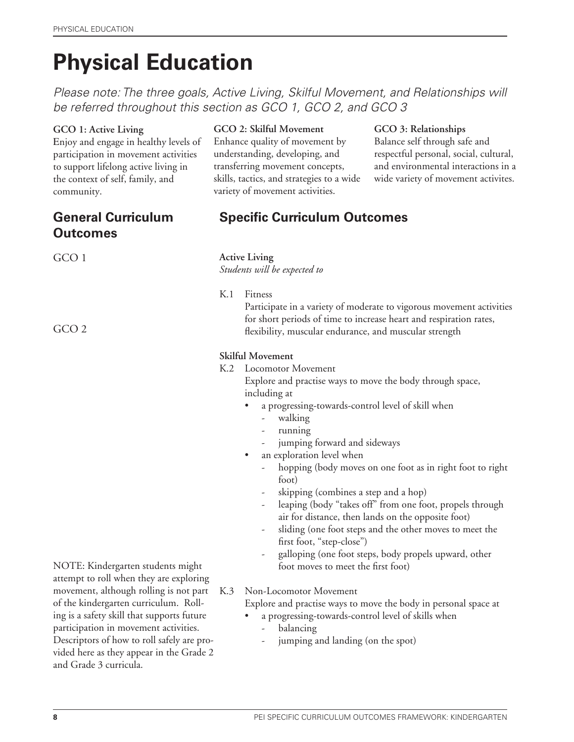# Physical Education

*Please note: The three goals, Active Living, Skilful Movement, and Relationships will be referred throughout this section as GCO 1, GCO 2, and GCO 3*

**GCO 1: Active Living**
Enjoy and engage in healthy levels of participation in movement activities to support lifelong active living in the context of self, family, and community.

**GCO 2: Skilful Movement**
Enhance quality of movement by understanding, developing, and transferring movement concepts, skills, tactics, and strategies to a wide variety of movement activities.

**GCO 3: Relationships**
Balance self through safe and respectful personal, social, cultural, and environmental interactions in a wide variety of movement activites.

## General Curriculum Outcomes

## Specific Curriculum Outcomes

GCO 1

**Active Living**
*Students will be expected to*

K.1 Fitness
Participate in a variety of moderate to vigorous movement activities for short periods of time to increase heart and respiration rates, flexibility, muscular endurance, and muscular strength

GCO 2

**Skilful Movement**

K.2 Locomotor Movement
Explore and practise ways to move the body through space, including at

- a progressing-towards-control level of skill when
  - walking
  - running
  - jumping forward and sideways
- an exploration level when
  - hopping (body moves on one foot as in right foot to right foot)
  - skipping (combines a step and a hop)
  - leaping (body "takes off" from one foot, propels through air for distance, then lands on the opposite foot)
  - sliding (one foot steps and the other moves to meet the first foot, "step-close")
  - galloping (one foot steps, body propels upward, other foot moves to meet the first foot)

K.3 Non-Locomotor Movement
Explore and practise ways to move the body in personal space at

- a progressing-towards-control level of skills when
  - balancing
  - jumping and landing (on the spot)

NOTE: Kindergarten students might attempt to roll when they are exploring movement, although rolling is not part of the kindergarten curriculum. Rolling is a safety skill that supports future participation in movement activities. Descriptors of how to roll safely are provided here as they appear in the Grade 2 and Grade 3 curricula.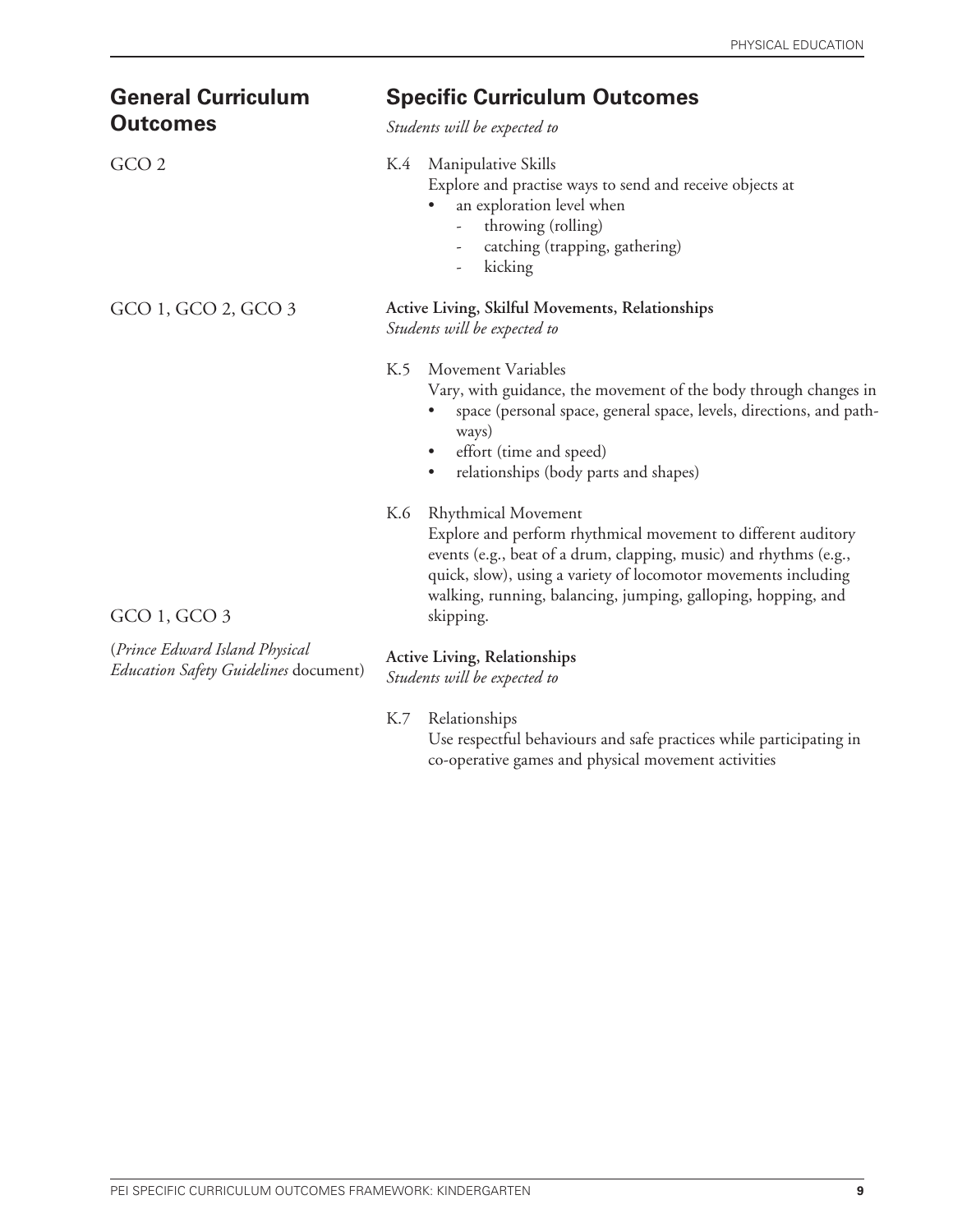| General Curriculum Outcomes | Specific Curriculum Outcomes |
|---|---|
| | *Students will be expected to* |
| GCO 2 | K.4 Manipulative Skills<br>Explore and practise ways to send and receive objects at<br>• an exploration level when<br>- throwing (rolling)<br>- catching (trapping, gathering)<br>- kicking |
| GCO 1, GCO 2, GCO 3 | **Active Living, Skilful Movements, Relationships**<br>*Students will be expected to* |
| | K.5 Movement Variables<br>Vary, with guidance, the movement of the body through changes in<br>• space (personal space, general space, levels, directions, and pathways)<br>• effort (time and speed)<br>• relationships (body parts and shapes) |
| | K.6 Rhythmical Movement<br>Explore and perform rhythmical movement to different auditory events (e.g., beat of a drum, clapping, music) and rhythms (e.g., quick, slow), using a variety of locomotor movements including walking, running, balancing, jumping, galloping, hopping, and skipping. |
| GCO 1, GCO 3<br>(*Prince Edward Island Physical Education Safety Guidelines* document) | **Active Living, Relationships**<br>*Students will be expected to* |
| | K.7 Relationships<br>Use respectful behaviours and safe practices while participating in co-operative games and physical movement activities |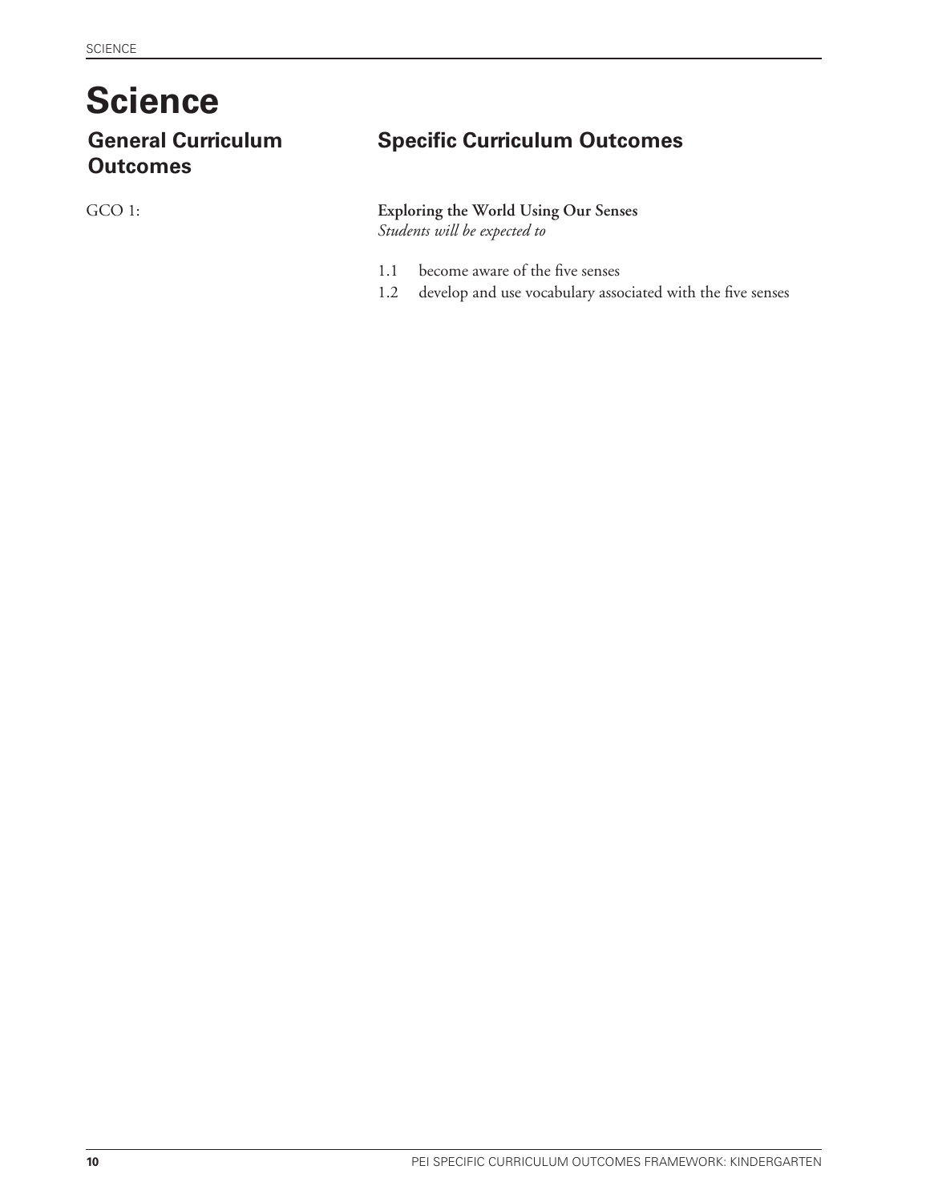# Science

## General Curriculum Outcomes

GCO 1:

## Specific Curriculum Outcomes

**Exploring the World Using Our Senses**
*Students will be expected to*

1.1 become aware of the five senses
1.2 develop and use vocabulary associated with the five senses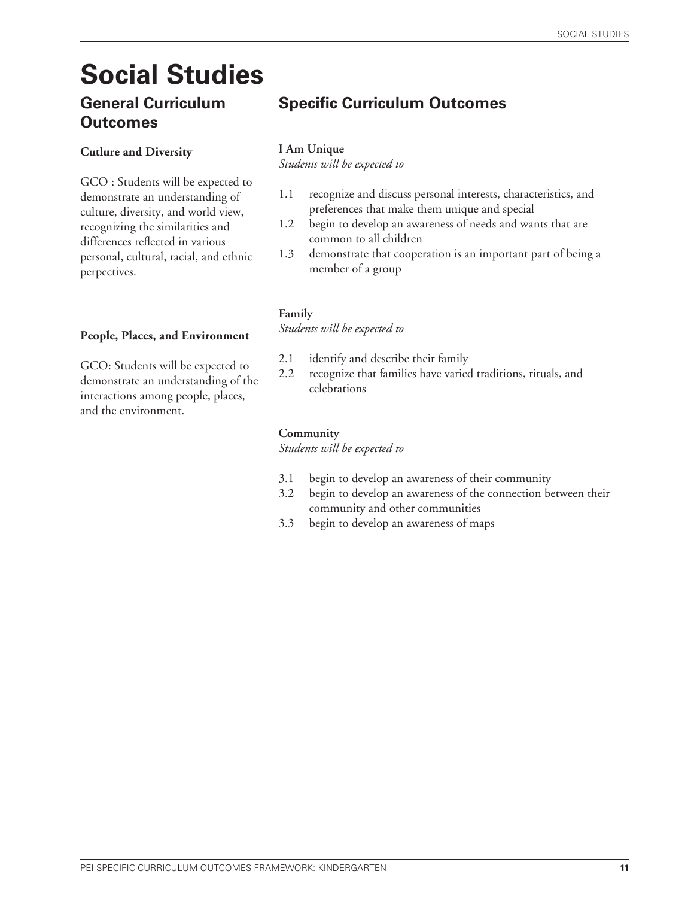# Social Studies

## General Curriculum Outcomes

**Cutlure and Diversity**

GCO : Students will be expected to demonstrate an understanding of culture, diversity, and world view, recognizing the similarities and differences reflected in various personal, cultural, racial, and ethnic perpectives.

**People, Places, and Environment**

GCO: Students will be expected to demonstrate an understanding of the interactions among people, places, and the environment.

## Specific Curriculum Outcomes

**I Am Unique**
*Students will be expected to*

1.1 recognize and discuss personal interests, characteristics, and preferences that make them unique and special
1.2 begin to develop an awareness of needs and wants that are common to all children
1.3 demonstrate that cooperation is an important part of being a member of a group

**Family**
*Students will be expected to*

2.1 identify and describe their family
2.2 recognize that families have varied traditions, rituals, and celebrations

**Community**
*Students will be expected to*

3.1 begin to develop an awareness of their community
3.2 begin to develop an awareness of the connection between their community and other communities
3.3 begin to develop an awareness of maps